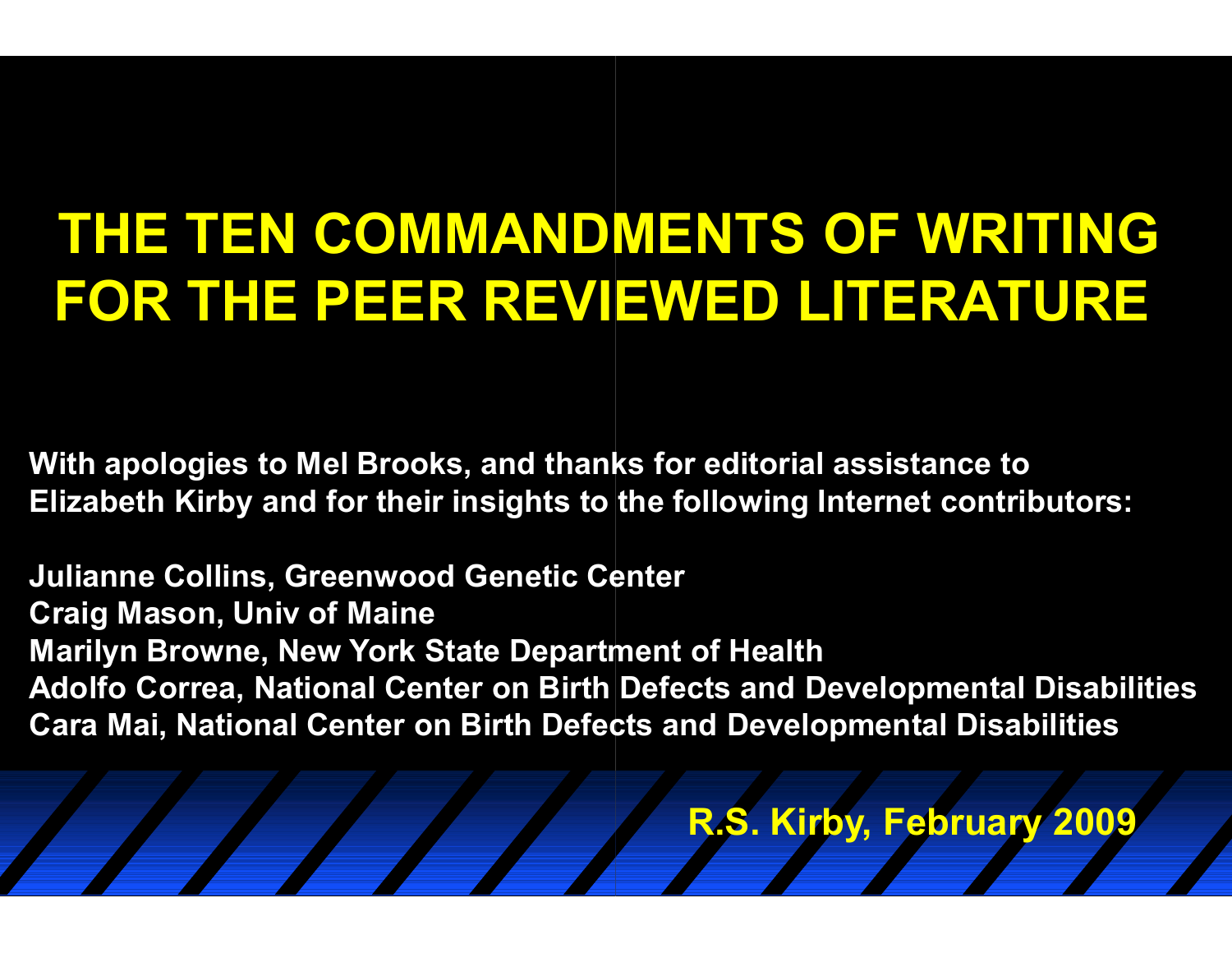# THE TEN COMMANDMENTS OF WRITING FOR THE PEER REVIEWED LITERATURE

**With apologies to Mel Brooks, and thanks for editorial assistance to Elizabeth Kirby and for their insights to the following Internet contributors:**

**Julianne Collins, Greenwood Genetic Center**
**Craig Mason, Univ of Maine**
**Marilyn Browne, New York State Department of Health**
**Adolfo Correa, National Center on Birth Defects and Developmental Disabilities**
**Cara Mai, National Center on Birth Defects and Developmental Disabilities**

**R.S. Kirby, February 2009**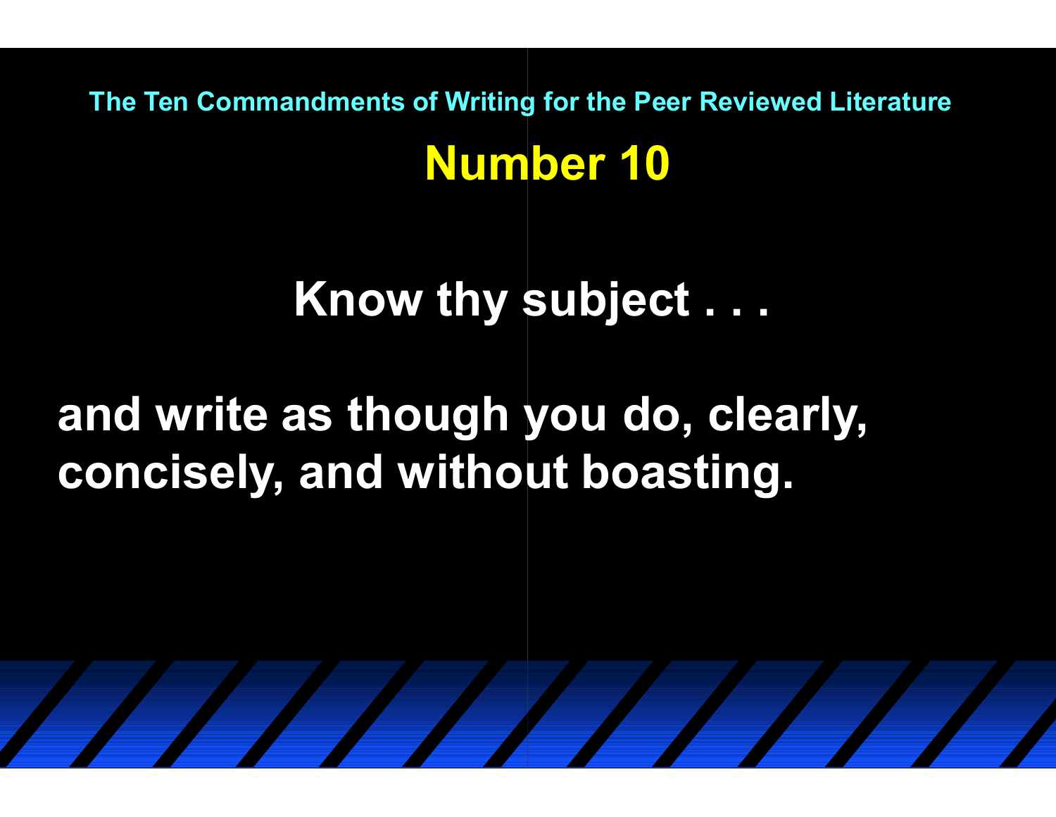The Ten Commandments of Writing for the Peer Reviewed Literature

## Number 10

**Know thy subject . . .**

**and write as though you do, clearly, concisely, and without boasting.**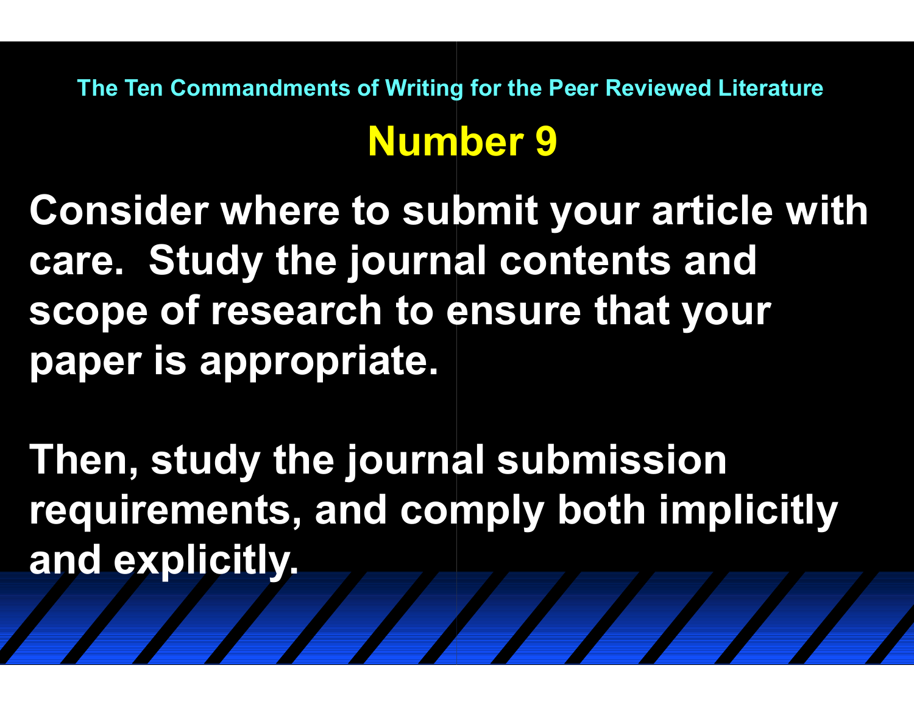The Ten Commandments of Writing for the Peer Reviewed Literature

## Number 9

**Consider where to submit your article with care. Study the journal contents and scope of research to ensure that your paper is appropriate.**

**Then, study the journal submission requirements, and comply both implicitly and explicitly.**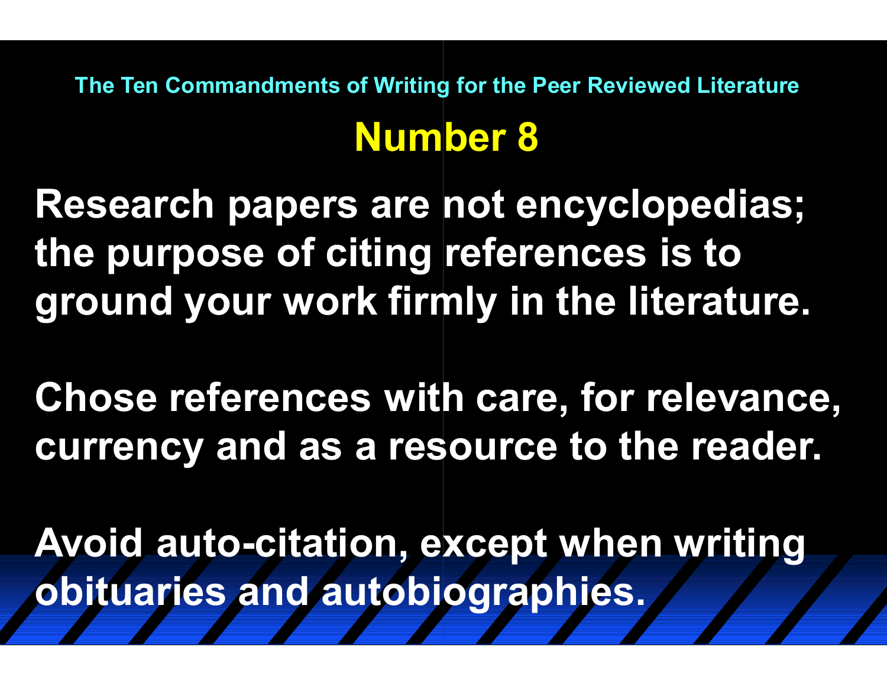The Ten Commandments of Writing for the Peer Reviewed Literature

## Number 8

**Research papers are not encyclopedias; the purpose of citing references is to ground your work firmly in the literature.**

**Chose references with care, for relevance, currency and as a resource to the reader.**

**Avoid auto-citation, except when writing obituaries and autobiographies.**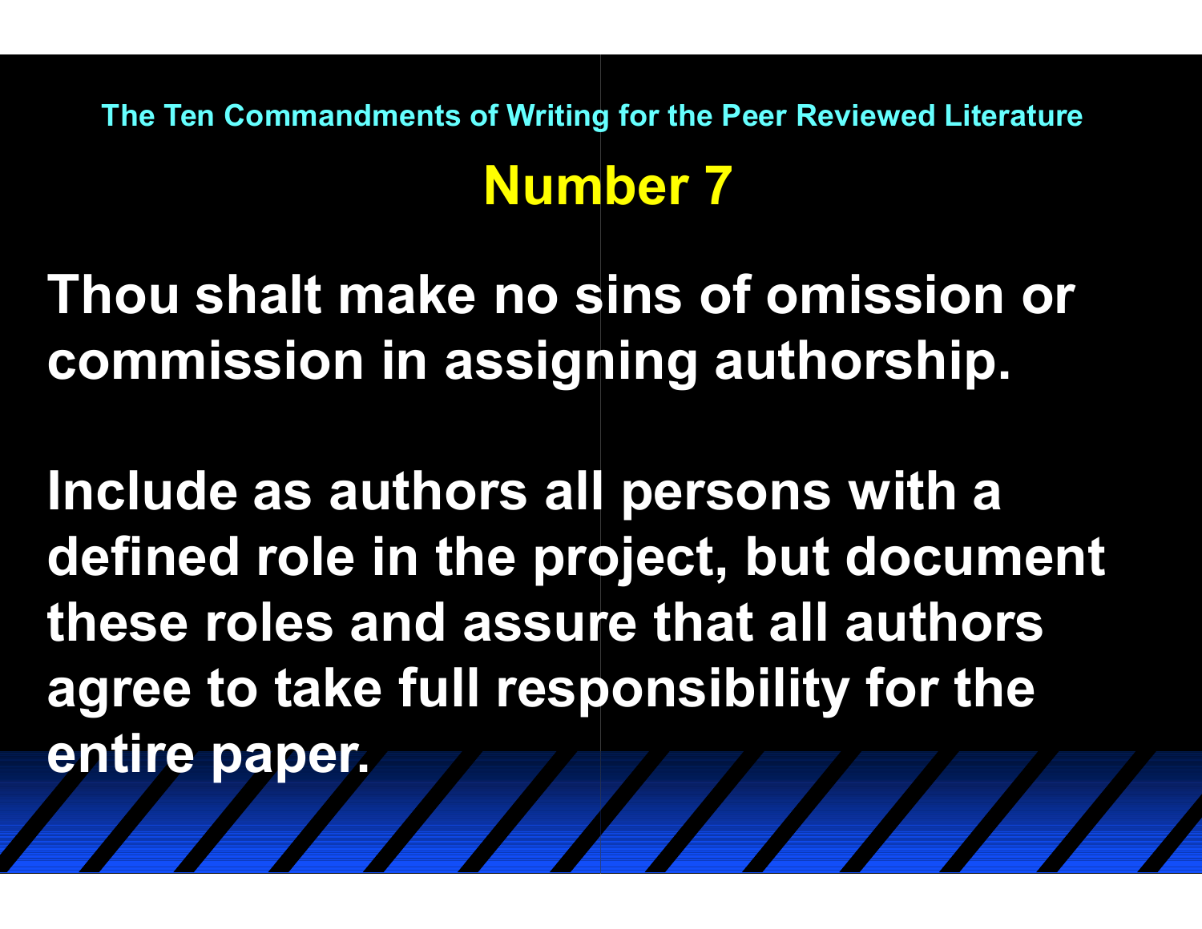The Ten Commandments of Writing for the Peer Reviewed Literature

## Number 7

**Thou shalt make no sins of omission or commission in assigning authorship.**

**Include as authors all persons with a defined role in the project, but document these roles and assure that all authors agree to take full responsibility for the entire paper.**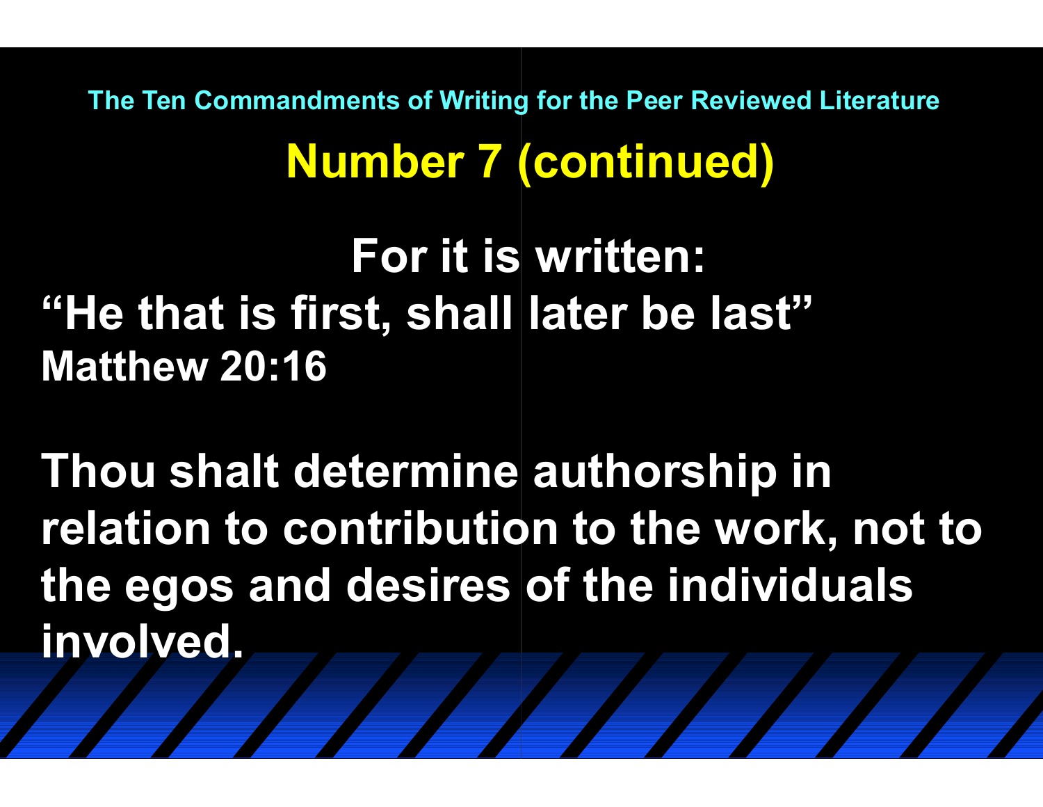The Ten Commandments of Writing for the Peer Reviewed Literature

## Number 7 (continued)

**For it is written:**

**"He that is first, shall later be last"**
**Matthew 20:16**

**Thou shalt determine authorship in relation to contribution to the work, not to the egos and desires of the individuals involved.**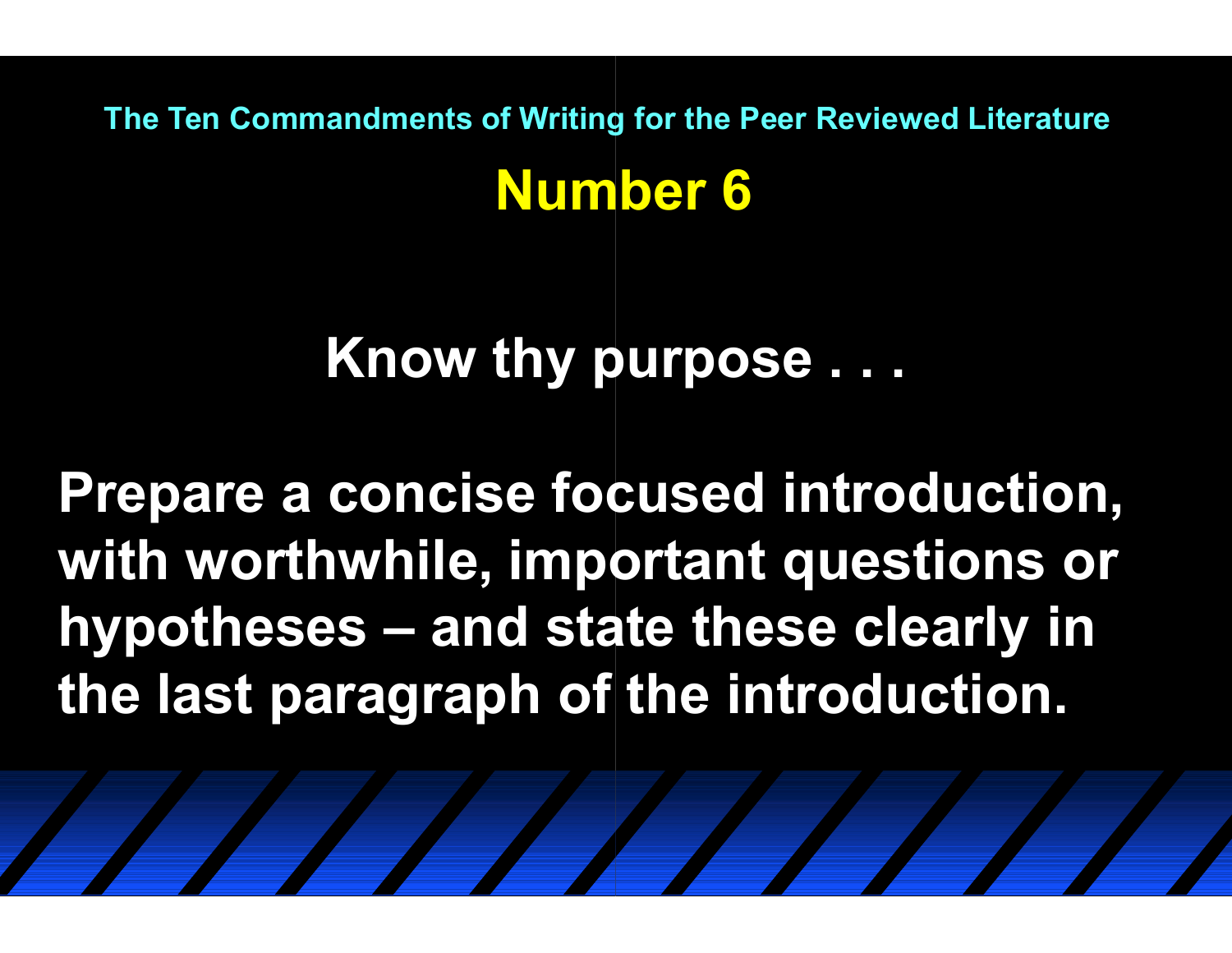The Ten Commandments of Writing for the Peer Reviewed Literature

# Number 6

## Know thy purpose . . .

**Prepare a concise focused introduction, with worthwhile, important questions or hypotheses – and state these clearly in the last paragraph of the introduction.**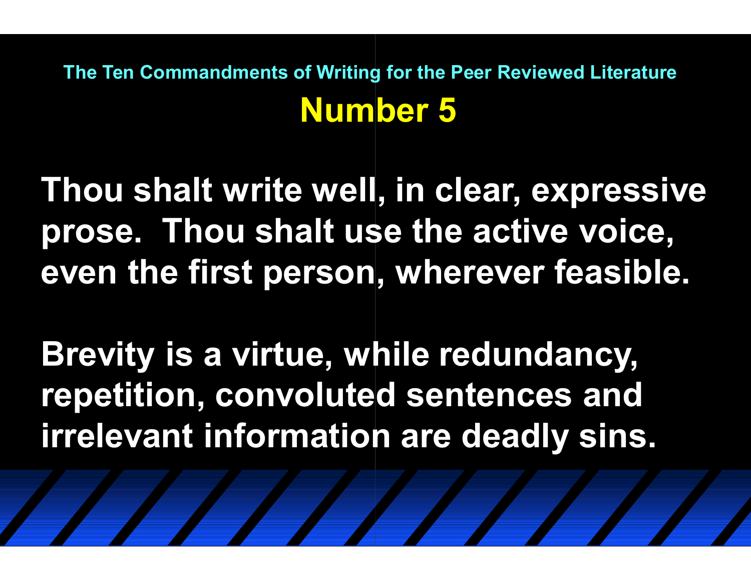The Ten Commandments of Writing for the Peer Reviewed Literature

# Number 5

**Thou shalt write well, in clear, expressive prose. Thou shalt use the active voice, even the first person, wherever feasible.**

**Brevity is a virtue, while redundancy, repetition, convoluted sentences and irrelevant information are deadly sins.**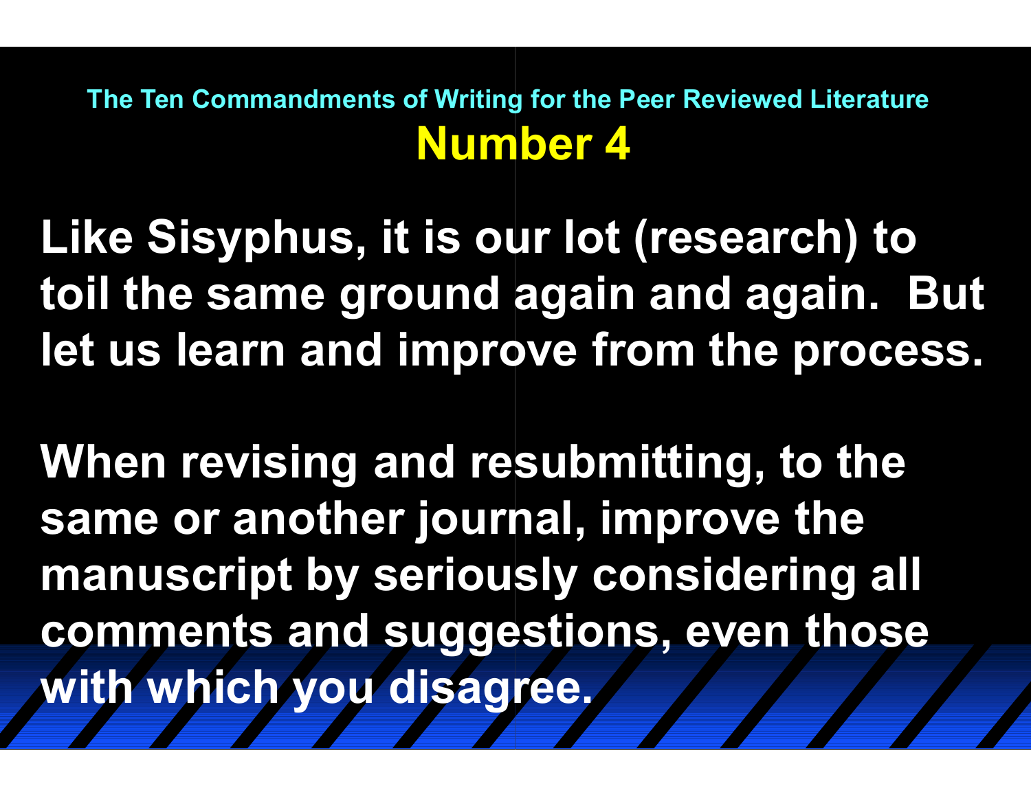## The Ten Commandments of Writing for the Peer Reviewed Literature

# Number 4

**Like Sisyphus, it is our lot (research) to toil the same ground again and again. But let us learn and improve from the process.**

**When revising and resubmitting, to the same or another journal, improve the manuscript by seriously considering all comments and suggestions, even those with which you disagree.**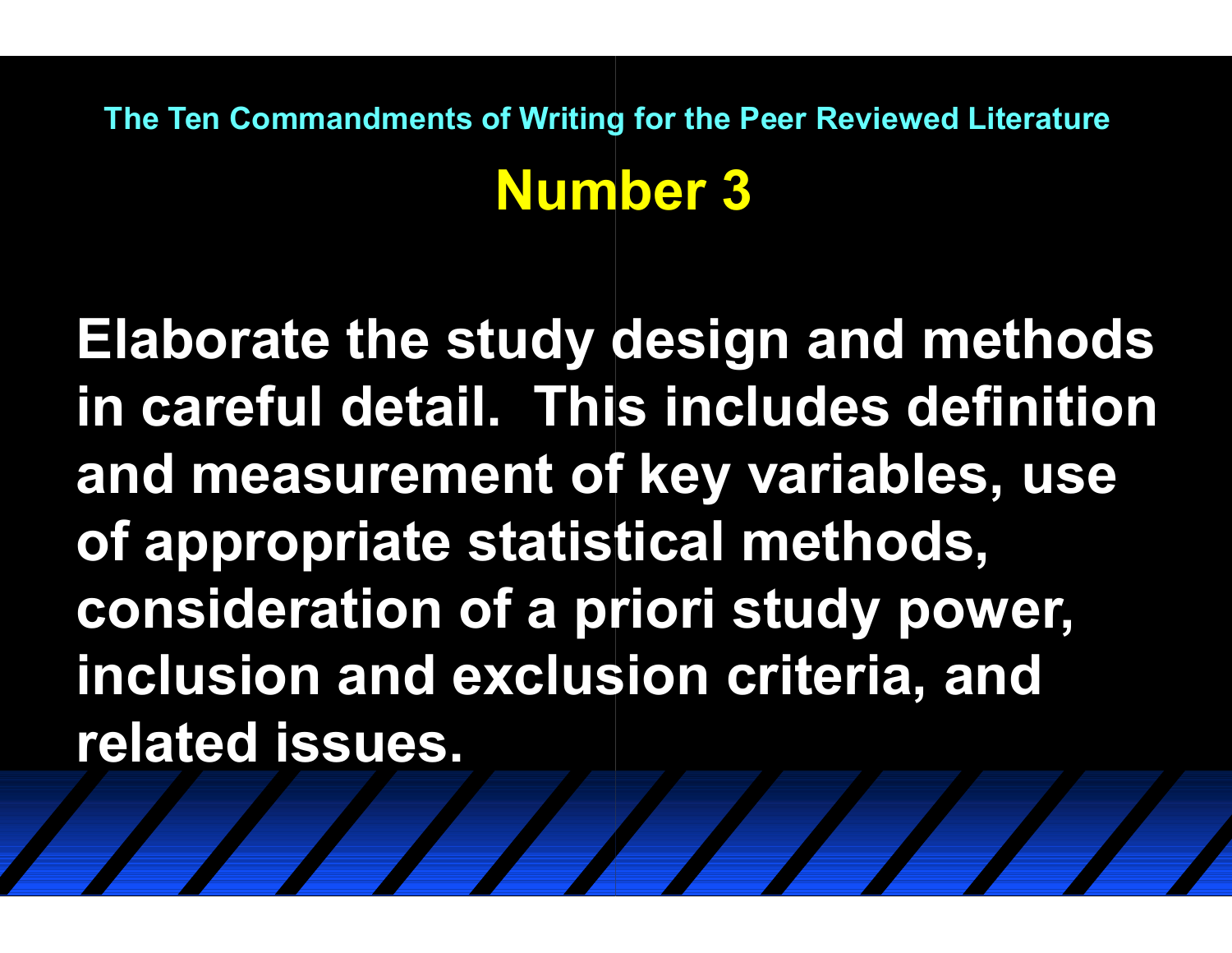The Ten Commandments of Writing for the Peer Reviewed Literature

# Number 3

**Elaborate the study design and methods in careful detail. This includes definition and measurement of key variables, use of appropriate statistical methods, consideration of a priori study power, inclusion and exclusion criteria, and related issues.**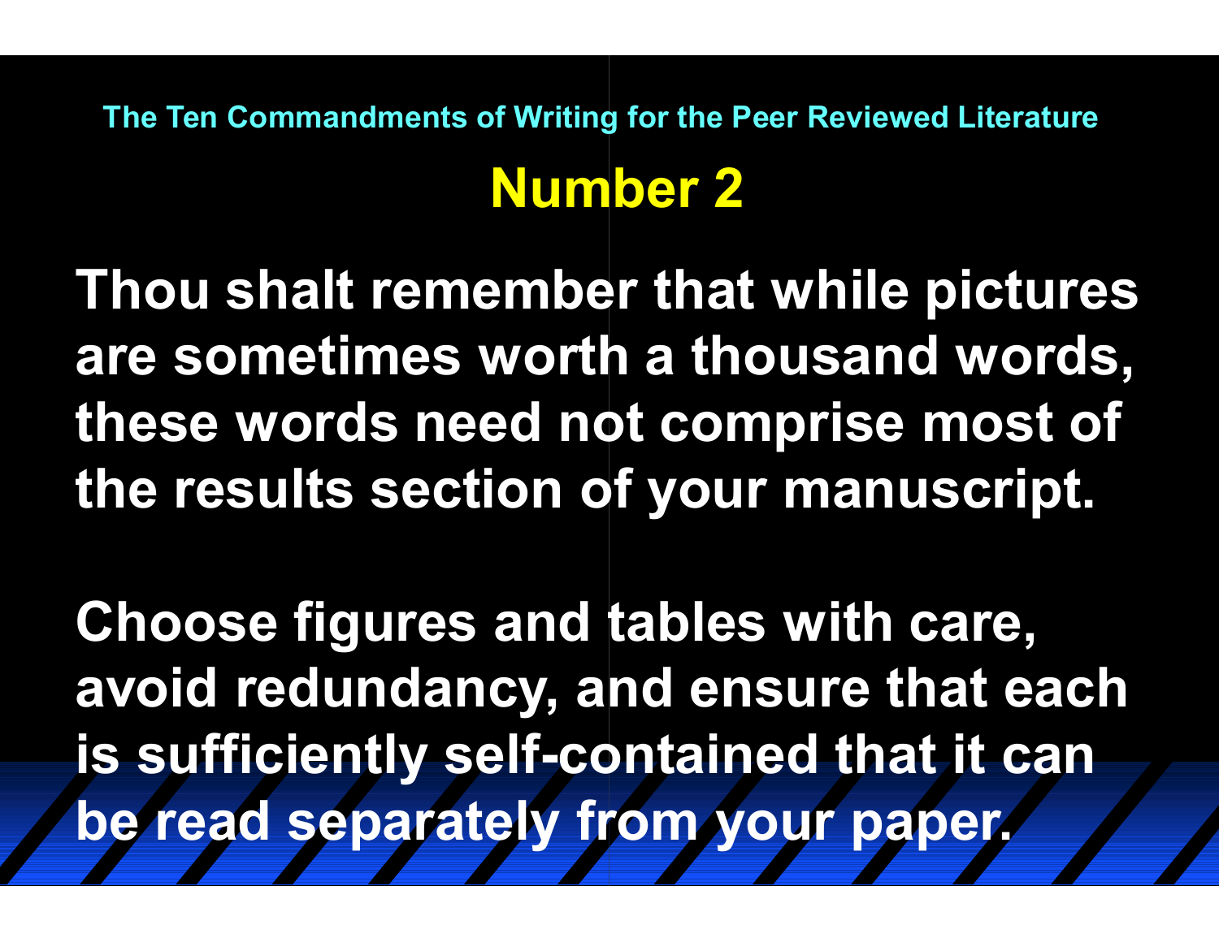The Ten Commandments of Writing for the Peer Reviewed Literature

# Number 2

**Thou shalt remember that while pictures are sometimes worth a thousand words, these words need not comprise most of the results section of your manuscript.**

**Choose figures and tables with care, avoid redundancy, and ensure that each is sufficiently self-contained that it can be read separately from your paper.**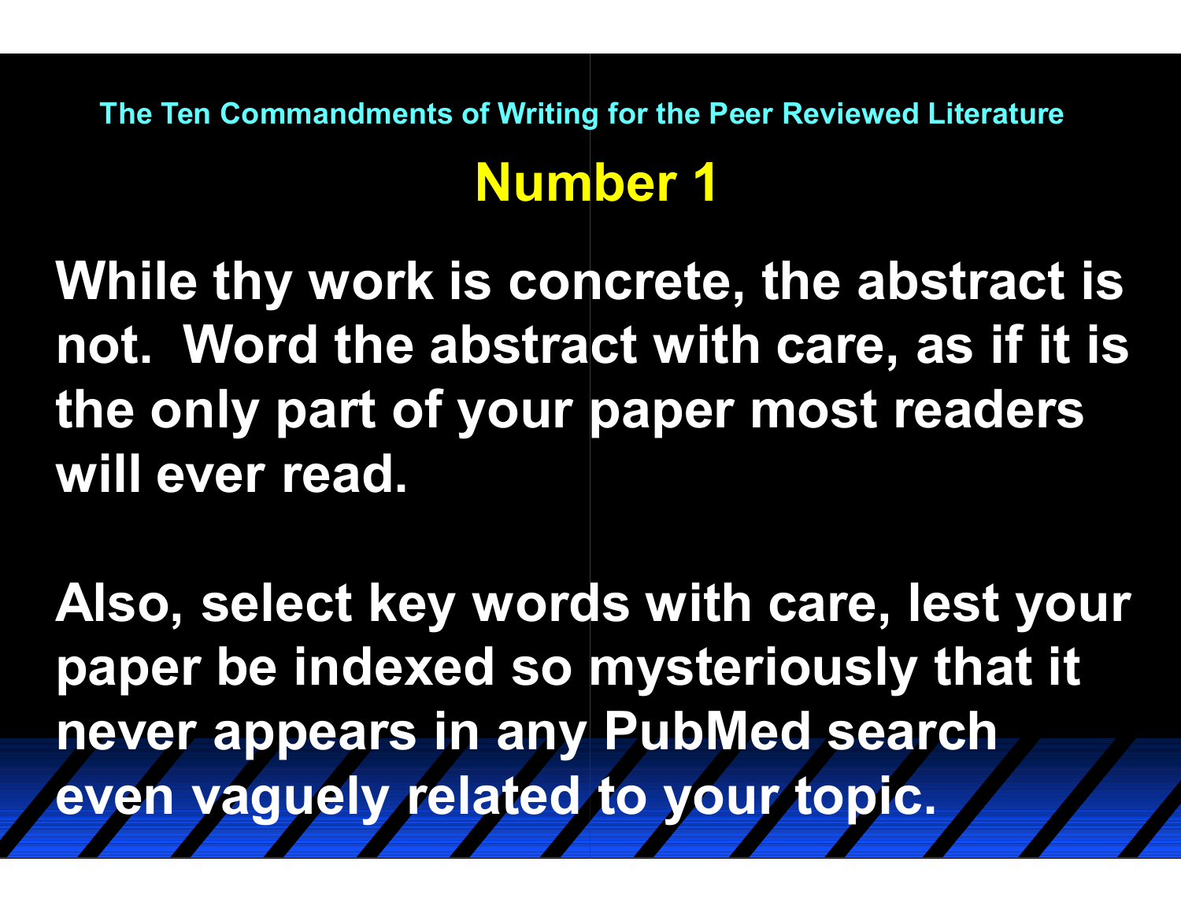The Ten Commandments of Writing for the Peer Reviewed Literature

# Number 1

**While thy work is concrete, the abstract is not. Word the abstract with care, as if it is the only part of your paper most readers will ever read.**

**Also, select key words with care, lest your paper be indexed so mysteriously that it never appears in any PubMed search even vaguely related to your topic.**